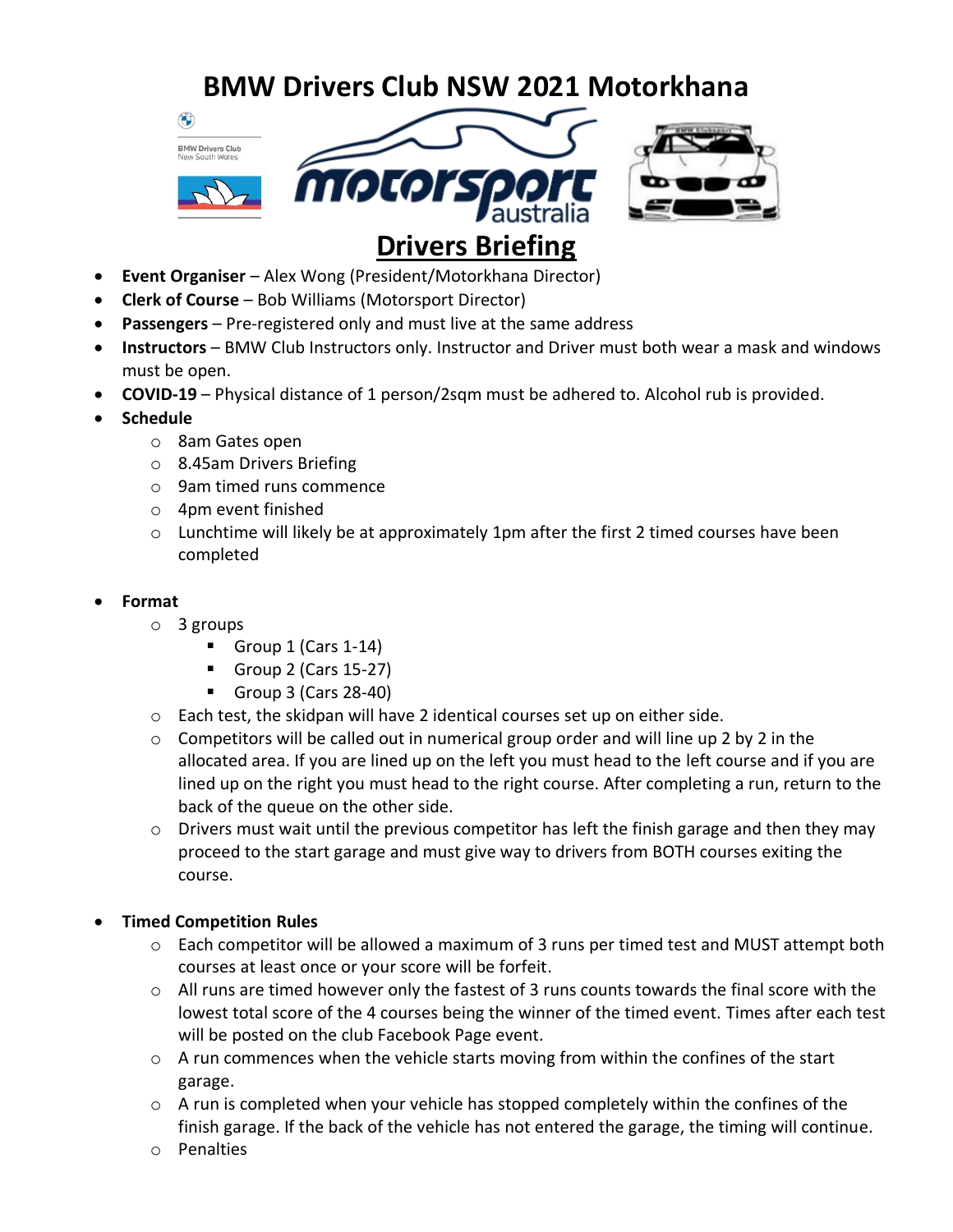# BMW Drivers Club NSW 2021 Motorkhana

## Drivers Briefing

- **Event Organiser** – Alex Wong (President/Motorkhana Director)
- **Clerk of Course** – Bob Williams (Motorsport Director)
- **Passengers** – Pre-registered only and must live at the same address
- **Instructors** – BMW Club Instructors only. Instructor and Driver must both wear a mask and windows must be open.
- **COVID-19** – Physical distance of 1 person/2sqm must be adhered to. Alcohol rub is provided.
- **Schedule**
  - 8am Gates open
  - 8.45am Drivers Briefing
  - 9am timed runs commence
  - 4pm event finished
  - Lunchtime will likely be at approximately 1pm after the first 2 timed courses have been completed

- **Format**
  - 3 groups
    - Group 1 (Cars 1-14)
    - Group 2 (Cars 15-27)
    - Group 3 (Cars 28-40)
  - Each test, the skidpan will have 2 identical courses set up on either side.
  - Competitors will be called out in numerical group order and will line up 2 by 2 in the allocated area. If you are lined up on the left you must head to the left course and if you are lined up on the right you must head to the right course. After completing a run, return to the back of the queue on the other side.
  - Drivers must wait until the previous competitor has left the finish garage and then they may proceed to the start garage and must give way to drivers from BOTH courses exiting the course.

- **Timed Competition Rules**
  - Each competitor will be allowed a maximum of 3 runs per timed test and MUST attempt both courses at least once or your score will be forfeit.
  - All runs are timed however only the fastest of 3 runs counts towards the final score with the lowest total score of the 4 courses being the winner of the timed event. Times after each test will be posted on the club Facebook Page event.
  - A run commences when the vehicle starts moving from within the confines of the start garage.
  - A run is completed when your vehicle has stopped completely within the confines of the finish garage. If the back of the vehicle has not entered the garage, the timing will continue.
  - Penalties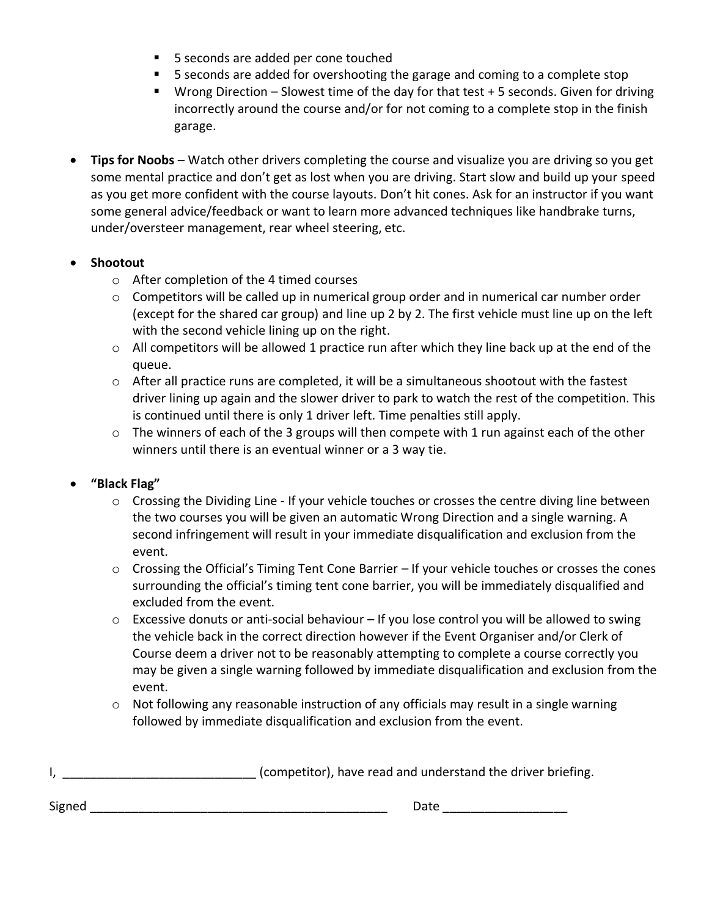- 5 seconds are added per cone touched
    - 5 seconds are added for overshooting the garage and coming to a complete stop
    - Wrong Direction – Slowest time of the day for that test + 5 seconds. Given for driving incorrectly around the course and/or for not coming to a complete stop in the finish garage.

- **Tips for Noobs** – Watch other drivers completing the course and visualize you are driving so you get some mental practice and don't get as lost when you are driving. Start slow and build up your speed as you get more confident with the course layouts. Don't hit cones. Ask for an instructor if you want some general advice/feedback or want to learn more advanced techniques like handbrake turns, under/oversteer management, rear wheel steering, etc.

- **Shootout**
  - After completion of the 4 timed courses
  - Competitors will be called up in numerical group order and in numerical car number order (except for the shared car group) and line up 2 by 2. The first vehicle must line up on the left with the second vehicle lining up on the right.
  - All competitors will be allowed 1 practice run after which they line back up at the end of the queue.
  - After all practice runs are completed, it will be a simultaneous shootout with the fastest driver lining up again and the slower driver to park to watch the rest of the competition. This is continued until there is only 1 driver left. Time penalties still apply.
  - The winners of each of the 3 groups will then compete with 1 run against each of the other winners until there is an eventual winner or a 3 way tie.

- **"Black Flag"**
  - Crossing the Dividing Line - If your vehicle touches or crosses the centre diving line between the two courses you will be given an automatic Wrong Direction and a single warning. A second infringement will result in your immediate disqualification and exclusion from the event.
  - Crossing the Official's Timing Tent Cone Barrier – If your vehicle touches or crosses the cones surrounding the official's timing tent cone barrier, you will be immediately disqualified and excluded from the event.
  - Excessive donuts or anti-social behaviour – If you lose control you will be allowed to swing the vehicle back in the correct direction however if the Event Organiser and/or Clerk of Course deem a driver not to be reasonably attempting to complete a course correctly you may be given a single warning followed by immediate disqualification and exclusion from the event.
  - Not following any reasonable instruction of any officials may result in a single warning followed by immediate disqualification and exclusion from the event.

I, ___________________________ (competitor), have read and understand the driver briefing.

Signed ____________________________________________ Date __________________